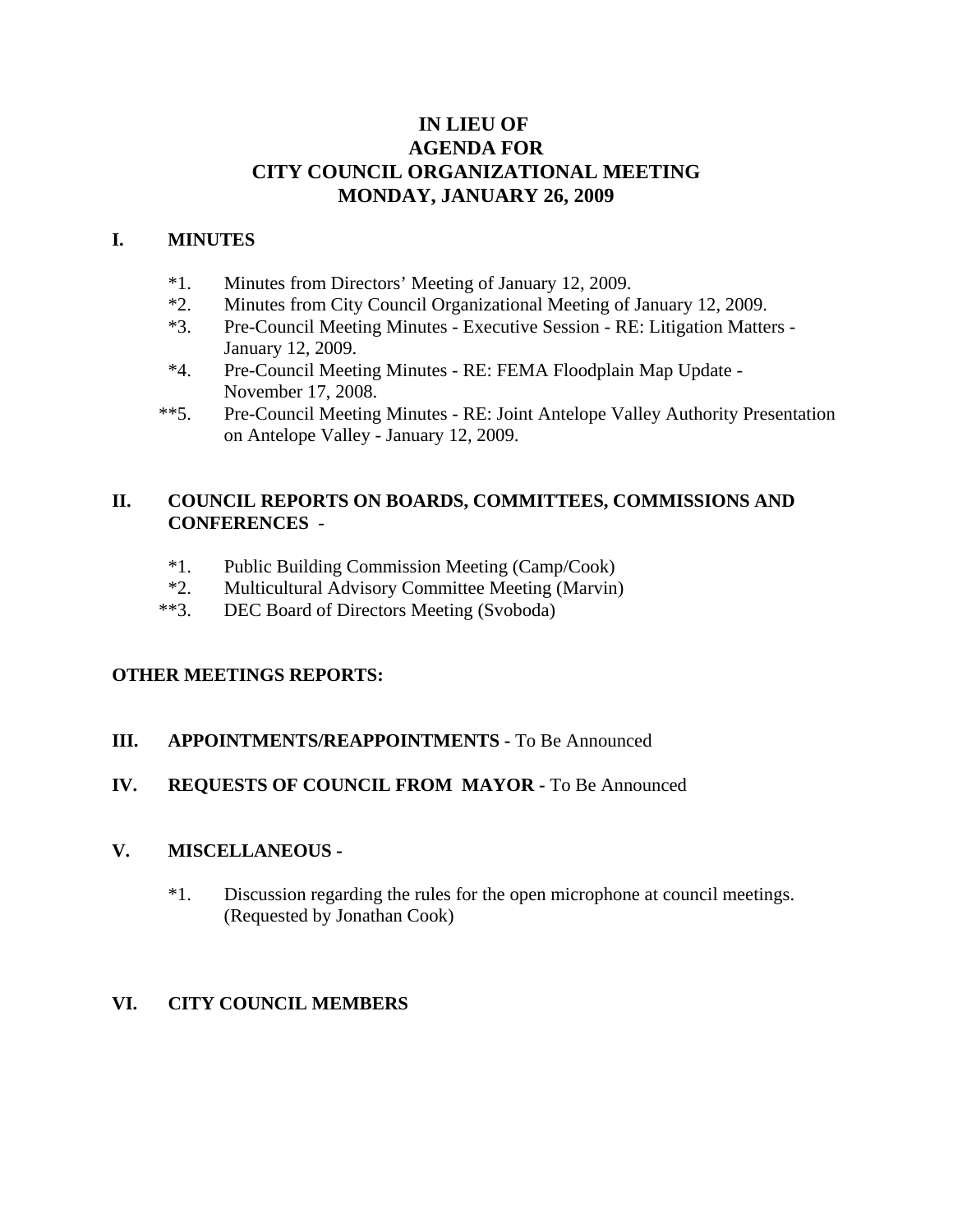# IN LIEU OF
# AGENDA FOR
# CITY COUNCIL ORGANIZATIONAL MEETING
# MONDAY, JANUARY 26, 2009

## I. MINUTES

*1. Minutes from Directors' Meeting of January 12, 2009.

*2. Minutes from City Council Organizational Meeting of January 12, 2009.

*3. Pre-Council Meeting Minutes - Executive Session - RE: Litigation Matters - January 12, 2009.

*4. Pre-Council Meeting Minutes - RE: FEMA Floodplain Map Update - November 17, 2008.

**5. Pre-Council Meeting Minutes - RE: Joint Antelope Valley Authority Presentation on Antelope Valley - January 12, 2009.

## II. COUNCIL REPORTS ON BOARDS, COMMITTEES, COMMISSIONS AND CONFERENCES -

*1. Public Building Commission Meeting (Camp/Cook)

*2. Multicultural Advisory Committee Meeting (Marvin)

**3. DEC Board of Directors Meeting (Svoboda)

## OTHER MEETINGS REPORTS:

## III. APPOINTMENTS/REAPPOINTMENTS - To Be Announced

## IV. REQUESTS OF COUNCIL FROM MAYOR - To Be Announced

## V. MISCELLANEOUS -

*1. Discussion regarding the rules for the open microphone at council meetings. (Requested by Jonathan Cook)

## VI. CITY COUNCIL MEMBERS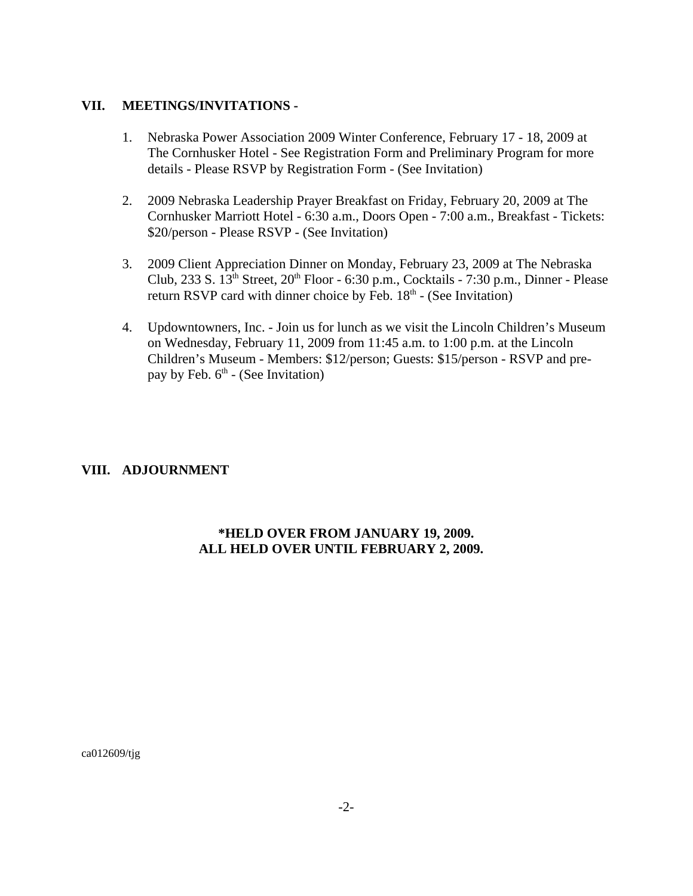## VII. MEETINGS/INVITATIONS -

1. Nebraska Power Association 2009 Winter Conference, February 17 - 18, 2009 at The Cornhusker Hotel - See Registration Form and Preliminary Program for more details - Please RSVP by Registration Form - (See Invitation)

2. 2009 Nebraska Leadership Prayer Breakfast on Friday, February 20, 2009 at The Cornhusker Marriott Hotel - 6:30 a.m., Doors Open - 7:00 a.m., Breakfast - Tickets: $20/person - Please RSVP - (See Invitation)

3. 2009 Client Appreciation Dinner on Monday, February 23, 2009 at The Nebraska Club, 233 S. 13th Street, 20th Floor - 6:30 p.m., Cocktails - 7:30 p.m., Dinner - Please return RSVP card with dinner choice by Feb. 18th - (See Invitation)

4. Updowntowners, Inc. - Join us for lunch as we visit the Lincoln Children's Museum on Wednesday, February 11, 2009 from 11:45 a.m. to 1:00 p.m. at the Lincoln Children's Museum - Members: $12/person; Guests: $15/person - RSVP and pre-pay by Feb. 6th - (See Invitation)

## VIII. ADJOURNMENT

**\*HELD OVER FROM JANUARY 19, 2009.**
**ALL HELD OVER UNTIL FEBRUARY 2, 2009.**

ca012609/tjg